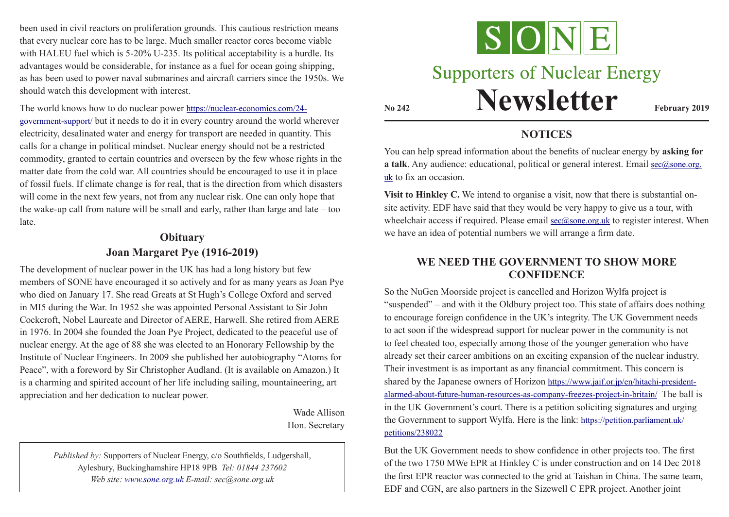been used in civil reactors on proliferation grounds. This cautious restriction means that every nuclear core has to be large. Much smaller reactor cores become viable with HALEU fuel which is 5-20% U-235. Its political acceptability is a hurdle. Its advantages would be considerable, for instance as a fuel for ocean going shipping, as has been used to power naval submarines and aircraft carriers since the 1950s. We should watch this development with interest.

The world knows how to do nuclear power https://nuclear-economics.com/24-government-support/ but it needs to do it in every country around the world wherever electricity, desalinated water and energy for transport are needed in quantity. This calls for a change in political mindset. Nuclear energy should not be a restricted commodity, granted to certain countries and overseen by the few whose rights in the matter date from the cold war. All countries should be encouraged to use it in place of fossil fuels. If climate change is for real, that is the direction from which disasters will come in the next few years, not from any nuclear risk. One can only hope that the wake-up call from nature will be small and early, rather than large and late – too late.

## Obituary
## Joan Margaret Pye (1916-2019)

The development of nuclear power in the UK has had a long history but few members of SONE have encouraged it so actively and for as many years as Joan Pye who died on January 17. She read Greats at St Hugh's College Oxford and served in MI5 during the War. In 1952 she was appointed Personal Assistant to Sir John Cockcroft, Nobel Laureate and Director of AERE, Harwell. She retired from AERE in 1976. In 2004 she founded the Joan Pye Project, dedicated to the peaceful use of nuclear energy. At the age of 88 she was elected to an Honorary Fellowship by the Institute of Nuclear Engineers. In 2009 she published her autobiography "Atoms for Peace", with a foreword by Sir Christopher Audland. (It is available on Amazon.) It is a charming and spirited account of her life including sailing, mountaineering, art appreciation and her dedication to nuclear power.

Wade Allison
Hon. Secretary

*Published by:* Supporters of Nuclear Energy, c/o Southfields, Ludgershall, Aylesbury, Buckinghamshire HP18 9PB *Tel: 01844 237602*
*Web site: www.sone.org.uk E-mail: sec@sone.org.uk*

# SONE
# Supporters of Nuclear Energy
# Newsletter

**No 242** **February 2019**

## NOTICES

You can help spread information about the benefits of nuclear energy by **asking for a talk**. Any audience: educational, political or general interest. Email sec@sone.org.uk to fix an occasion.

**Visit to Hinkley C.** We intend to organise a visit, now that there is substantial on-site activity. EDF have said that they would be very happy to give us a tour, with wheelchair access if required. Please email sec@sone.org.uk to register interest. When we have an idea of potential numbers we will arrange a firm date.

## WE NEED THE GOVERNMENT TO SHOW MORE CONFIDENCE

So the NuGen Moorside project is cancelled and Horizon Wylfa project is "suspended" – and with it the Oldbury project too. This state of affairs does nothing to encourage foreign confidence in the UK's integrity. The UK Government needs to act soon if the widespread support for nuclear power in the community is not to feel cheated too, especially among those of the younger generation who have already set their career ambitions on an exciting expansion of the nuclear industry. Their investment is as important as any financial commitment. This concern is shared by the Japanese owners of Horizon https://www.jaif.or.jp/en/hitachi-president-alarmed-about-future-human-resources-as-company-freezes-project-in-britain/ The ball is in the UK Government's court. There is a petition soliciting signatures and urging the Government to support Wylfa. Here is the link: https://petition.parliament.uk/petitions/238022

But the UK Government needs to show confidence in other projects too. The first of the two 1750 MWe EPR at Hinkley C is under construction and on 14 Dec 2018 the first EPR reactor was connected to the grid at Taishan in China. The same team, EDF and CGN, are also partners in the Sizewell C EPR project. Another joint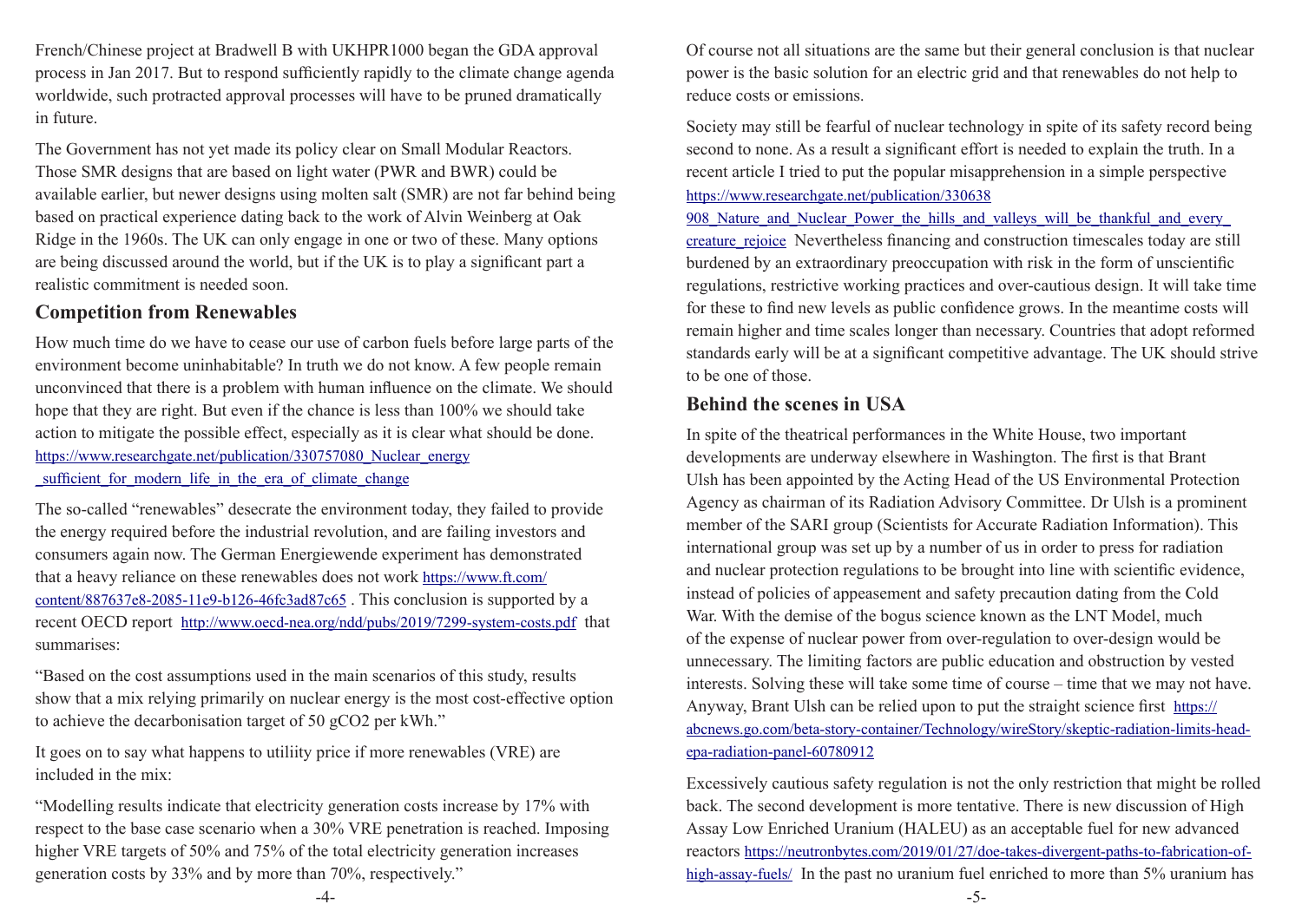French/Chinese project at Bradwell B with UKHPR1000 began the GDA approval process in Jan 2017. But to respond sufficiently rapidly to the climate change agenda worldwide, such protracted approval processes will have to be pruned dramatically in future.

The Government has not yet made its policy clear on Small Modular Reactors. Those SMR designs that are based on light water (PWR and BWR) could be available earlier, but newer designs using molten salt (SMR) are not far behind being based on practical experience dating back to the work of Alvin Weinberg at Oak Ridge in the 1960s. The UK can only engage in one or two of these. Many options are being discussed around the world, but if the UK is to play a significant part a realistic commitment is needed soon.

## Competition from Renewables

How much time do we have to cease our use of carbon fuels before large parts of the environment become uninhabitable? In truth we do not know. A few people remain unconvinced that there is a problem with human influence on the climate. We should hope that they are right. But even if the chance is less than 100% we should take action to mitigate the possible effect, especially as it is clear what should be done. https://www.researchgate.net/publication/330757080_Nuclear_energy_sufficient_for_modern_life_in_the_era_of_climate_change

The so-called "renewables" desecrate the environment today, they failed to provide the energy required before the industrial revolution, and are failing investors and consumers again now. The German Energiewende experiment has demonstrated that a heavy reliance on these renewables does not work https://www.ft.com/content/887637e8-2085-11e9-b126-46fc3ad87c65 . This conclusion is supported by a recent OECD report http://www.oecd-nea.org/ndd/pubs/2019/7299-system-costs.pdf that summarises:

"Based on the cost assumptions used in the main scenarios of this study, results show that a mix relying primarily on nuclear energy is the most cost-effective option to achieve the decarbonisation target of 50 gCO2 per kWh."

It goes on to say what happens to utiliity price if more renewables (VRE) are included in the mix:

"Modelling results indicate that electricity generation costs increase by 17% with respect to the base case scenario when a 30% VRE penetration is reached. Imposing higher VRE targets of 50% and 75% of the total electricity generation increases generation costs by 33% and by more than 70%, respectively."

Of course not all situations are the same but their general conclusion is that nuclear power is the basic solution for an electric grid and that renewables do not help to reduce costs or emissions.

Society may still be fearful of nuclear technology in spite of its safety record being second to none. As a result a significant effort is needed to explain the truth. In a recent article I tried to put the popular misapprehension in a simple perspective https://www.researchgate.net/publication/330638908_Nature_and_Nuclear_Power_the_hills_and_valleys_will_be_thankful_and_every_creature_rejoice Nevertheless financing and construction timescales today are still burdened by an extraordinary preoccupation with risk in the form of unscientific regulations, restrictive working practices and over-cautious design. It will take time for these to find new levels as public confidence grows. In the meantime costs will remain higher and time scales longer than necessary. Countries that adopt reformed standards early will be at a significant competitive advantage. The UK should strive to be one of those.

## Behind the scenes in USA

In spite of the theatrical performances in the White House, two important developments are underway elsewhere in Washington. The first is that Brant Ulsh has been appointed by the Acting Head of the US Environmental Protection Agency as chairman of its Radiation Advisory Committee. Dr Ulsh is a prominent member of the SARI group (Scientists for Accurate Radiation Information). This international group was set up by a number of us in order to press for radiation and nuclear protection regulations to be brought into line with scientific evidence, instead of policies of appeasement and safety precaution dating from the Cold War. With the demise of the bogus science known as the LNT Model, much of the expense of nuclear power from over-regulation to over-design would be unnecessary. The limiting factors are public education and obstruction by vested interests. Solving these will take some time of course – time that we may not have. Anyway, Brant Ulsh can be relied upon to put the straight science first https://abcnews.go.com/beta-story-container/Technology/wireStory/skeptic-radiation-limits-head-epa-radiation-panel-60780912

Excessively cautious safety regulation is not the only restriction that might be rolled back. The second development is more tentative. There is new discussion of High Assay Low Enriched Uranium (HALEU) as an acceptable fuel for new advanced reactors https://neutronbytes.com/2019/01/27/doe-takes-divergent-paths-to-fabrication-of-high-assay-fuels/ In the past no uranium fuel enriched to more than 5% uranium has